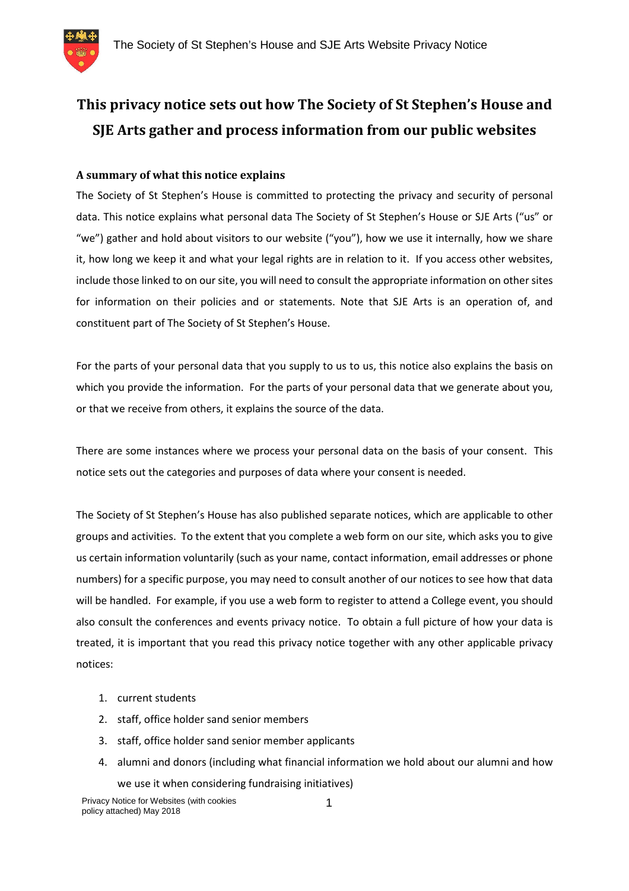# This privacy notice sets out how The Society of St Stephen's House and SJE Arts gather and process information from our public websites

### A summary of what this notice explains

The Society of St Stephen's House is committed to protecting the privacy and security of personal data. This notice explains what personal data The Society of St Stephen's House or SJE Arts ("us" or "we") gather and hold about visitors to our website ("you"), how we use it internally, how we share it, how long we keep it and what your legal rights are in relation to it. If you access other websites, include those linked to on our site, you will need to consult the appropriate information on other sites for information on their policies and or statements. Note that SJE Arts is an operation of, and constituent part of The Society of St Stephen's House.

For the parts of your personal data that you supply to us to us, this notice also explains the basis on which you provide the information. For the parts of your personal data that we generate about you, or that we receive from others, it explains the source of the data.

There are some instances where we process your personal data on the basis of your consent. This notice sets out the categories and purposes of data where your consent is needed.

The Society of St Stephen's House has also published separate notices, which are applicable to other groups and activities. To the extent that you complete a web form on our site, which asks you to give us certain information voluntarily (such as your name, contact information, email addresses or phone numbers) for a specific purpose, you may need to consult another of our notices to see how that data will be handled. For example, if you use a web form to register to attend a College event, you should also consult the conferences and events privacy notice. To obtain a full picture of how your data is treated, it is important that you read this privacy notice together with any other applicable privacy notices:

1. current students
2. staff, office holder sand senior members
3. staff, office holder sand senior member applicants
4. alumni and donors (including what financial information we hold about our alumni and how we use it when considering fundraising initiatives)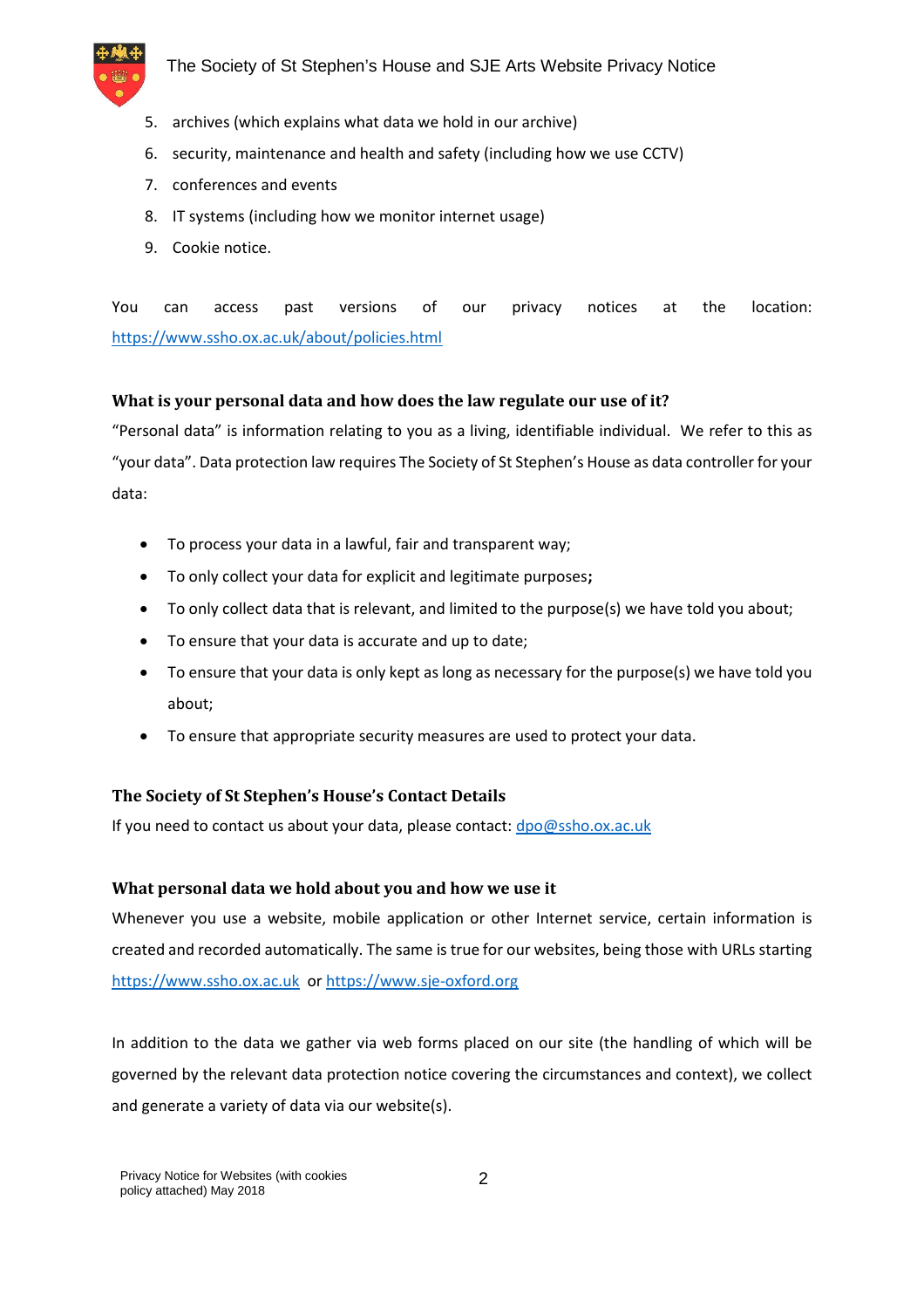5. archives (which explains what data we hold in our archive)
6. security, maintenance and health and safety (including how we use CCTV)
7. conferences and events
8. IT systems (including how we monitor internet usage)
9. Cookie notice.

You can access past versions of our privacy notices at the location: https://www.ssho.ox.ac.uk/about/policies.html

### What is your personal data and how does the law regulate our use of it?

"Personal data" is information relating to you as a living, identifiable individual. We refer to this as "your data". Data protection law requires The Society of St Stephen's House as data controller for your data:

- To process your data in a lawful, fair and transparent way;
- To only collect your data for explicit and legitimate purposes;
- To only collect data that is relevant, and limited to the purpose(s) we have told you about;
- To ensure that your data is accurate and up to date;
- To ensure that your data is only kept as long as necessary for the purpose(s) we have told you about;
- To ensure that appropriate security measures are used to protect your data.

### The Society of St Stephen's House's Contact Details

If you need to contact us about your data, please contact: dpo@ssho.ox.ac.uk

### What personal data we hold about you and how we use it

Whenever you use a website, mobile application or other Internet service, certain information is created and recorded automatically. The same is true for our websites, being those with URLs starting https://www.ssho.ox.ac.uk or https://www.sje-oxford.org

In addition to the data we gather via web forms placed on our site (the handling of which will be governed by the relevant data protection notice covering the circumstances and context), we collect and generate a variety of data via our website(s).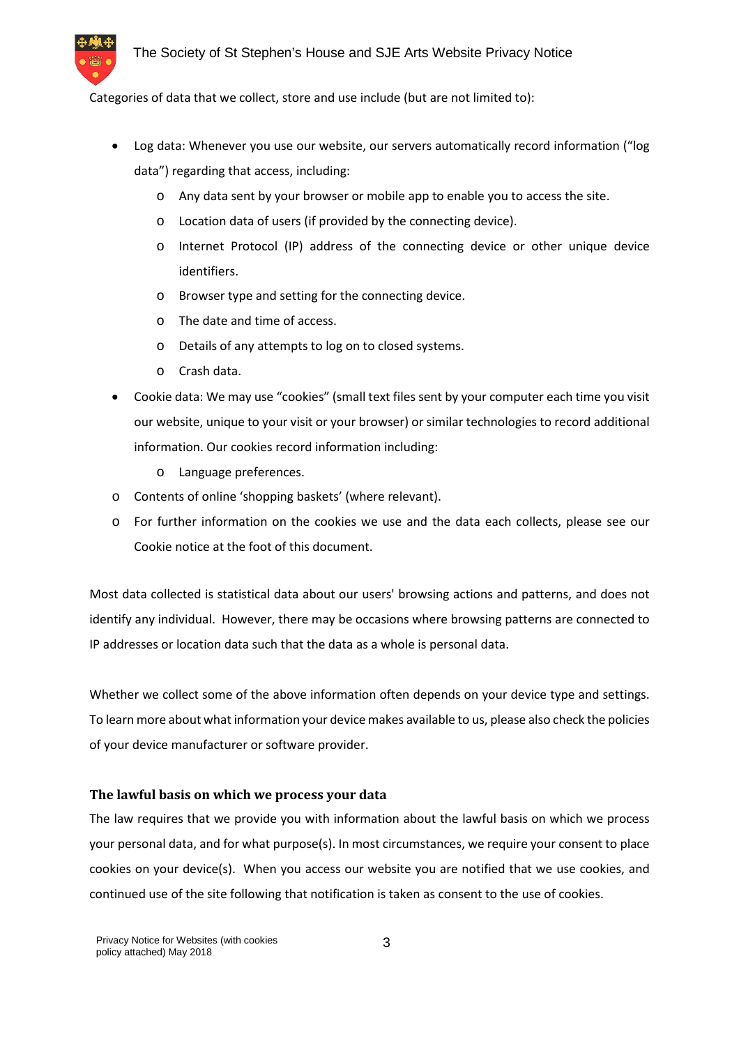Categories of data that we collect, store and use include (but are not limited to):

- Log data: Whenever you use our website, our servers automatically record information ("log data") regarding that access, including:
  - Any data sent by your browser or mobile app to enable you to access the site.
  - Location data of users (if provided by the connecting device).
  - Internet Protocol (IP) address of the connecting device or other unique device identifiers.
  - Browser type and setting for the connecting device.
  - The date and time of access.
  - Details of any attempts to log on to closed systems.
  - Crash data.
- Cookie data: We may use "cookies" (small text files sent by your computer each time you visit our website, unique to your visit or your browser) or similar technologies to record additional information. Our cookies record information including:
  - Language preferences.
- Contents of online 'shopping baskets' (where relevant).
- For further information on the cookies we use and the data each collects, please see our Cookie notice at the foot of this document.

Most data collected is statistical data about our users' browsing actions and patterns, and does not identify any individual. However, there may be occasions where browsing patterns are connected to IP addresses or location data such that the data as a whole is personal data.

Whether we collect some of the above information often depends on your device type and settings. To learn more about what information your device makes available to us, please also check the policies of your device manufacturer or software provider.

## The lawful basis on which we process your data

The law requires that we provide you with information about the lawful basis on which we process your personal data, and for what purpose(s). In most circumstances, we require your consent to place cookies on your device(s). When you access our website you are notified that we use cookies, and continued use of the site following that notification is taken as consent to the use of cookies.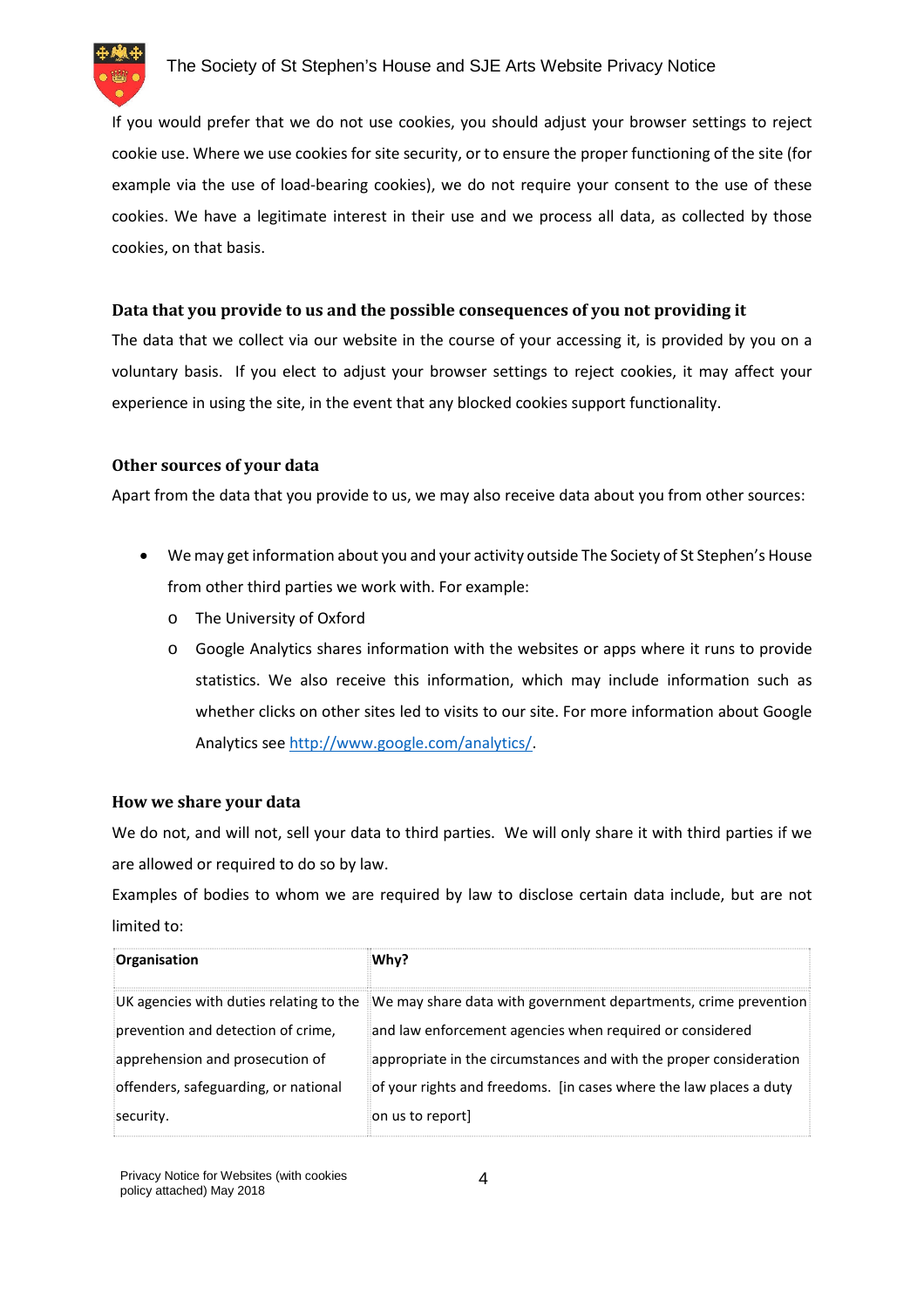If you would prefer that we do not use cookies, you should adjust your browser settings to reject cookie use. Where we use cookies for site security, or to ensure the proper functioning of the site (for example via the use of load-bearing cookies), we do not require your consent to the use of these cookies. We have a legitimate interest in their use and we process all data, as collected by those cookies, on that basis.

### Data that you provide to us and the possible consequences of you not providing it

The data that we collect via our website in the course of your accessing it, is provided by you on a voluntary basis. If you elect to adjust your browser settings to reject cookies, it may affect your experience in using the site, in the event that any blocked cookies support functionality.

### Other sources of your data

Apart from the data that you provide to us, we may also receive data about you from other sources:

- We may get information about you and your activity outside The Society of St Stephen's House from other third parties we work with. For example:
  - The University of Oxford
  - Google Analytics shares information with the websites or apps where it runs to provide statistics. We also receive this information, which may include information such as whether clicks on other sites led to visits to our site. For more information about Google Analytics see [http://www.google.com/analytics/](http://www.google.com/analytics/).

### How we share your data

We do not, and will not, sell your data to third parties. We will only share it with third parties if we are allowed or required to do so by law.

Examples of bodies to whom we are required by law to disclose certain data include, but are not limited to:

| **Organisation** | **Why?** |
| --- | --- |
| UK agencies with duties relating to the prevention and detection of crime, apprehension and prosecution of offenders, safeguarding, or national security. | We may share data with government departments, crime prevention and law enforcement agencies when required or considered appropriate in the circumstances and with the proper consideration of your rights and freedoms. [in cases where the law places a duty on us to report] |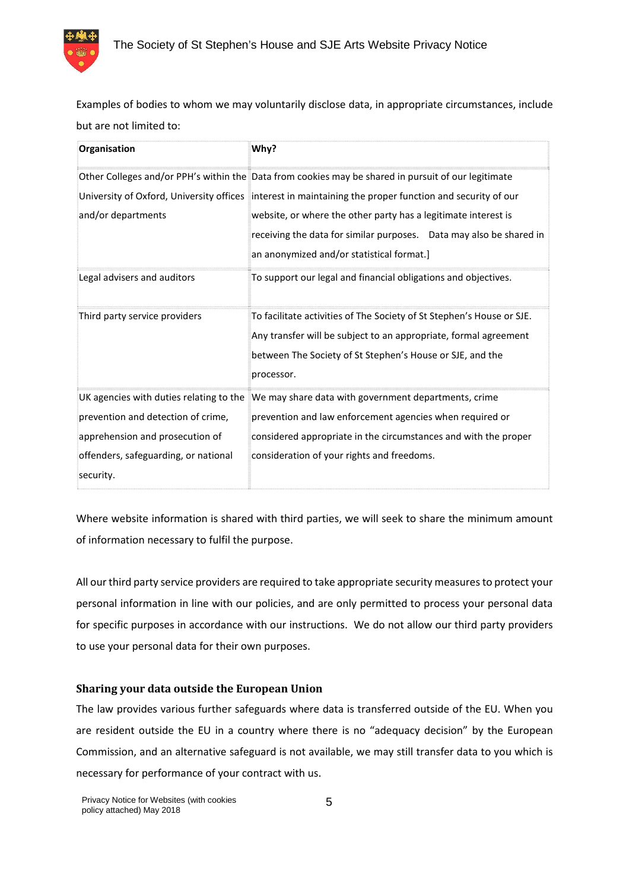Examples of bodies to whom we may voluntarily disclose data, in appropriate circumstances, include but are not limited to:

| Organisation | Why? |
|---|---|
| Other Colleges and/or PPH's within the University of Oxford, University offices and/or departments | Data from cookies may be shared in pursuit of our legitimate interest in maintaining the proper function and security of our website, or where the other party has a legitimate interest is receiving the data for similar purposes. Data may also be shared in an anonymized and/or statistical format.] |
| Legal advisers and auditors | To support our legal and financial obligations and objectives. |
| Third party service providers | To facilitate activities of The Society of St Stephen's House or SJE. Any transfer will be subject to an appropriate, formal agreement between The Society of St Stephen's House or SJE, and the processor. |
| UK agencies with duties relating to the prevention and detection of crime, apprehension and prosecution of offenders, safeguarding, or national security. | We may share data with government departments, crime prevention and law enforcement agencies when required or considered appropriate in the circumstances and with the proper consideration of your rights and freedoms. |

Where website information is shared with third parties, we will seek to share the minimum amount of information necessary to fulfil the purpose.

All our third party service providers are required to take appropriate security measures to protect your personal information in line with our policies, and are only permitted to process your personal data for specific purposes in accordance with our instructions. We do not allow our third party providers to use your personal data for their own purposes.

## Sharing your data outside the European Union

The law provides various further safeguards where data is transferred outside of the EU. When you are resident outside the EU in a country where there is no "adequacy decision" by the European Commission, and an alternative safeguard is not available, we may still transfer data to you which is necessary for performance of your contract with us.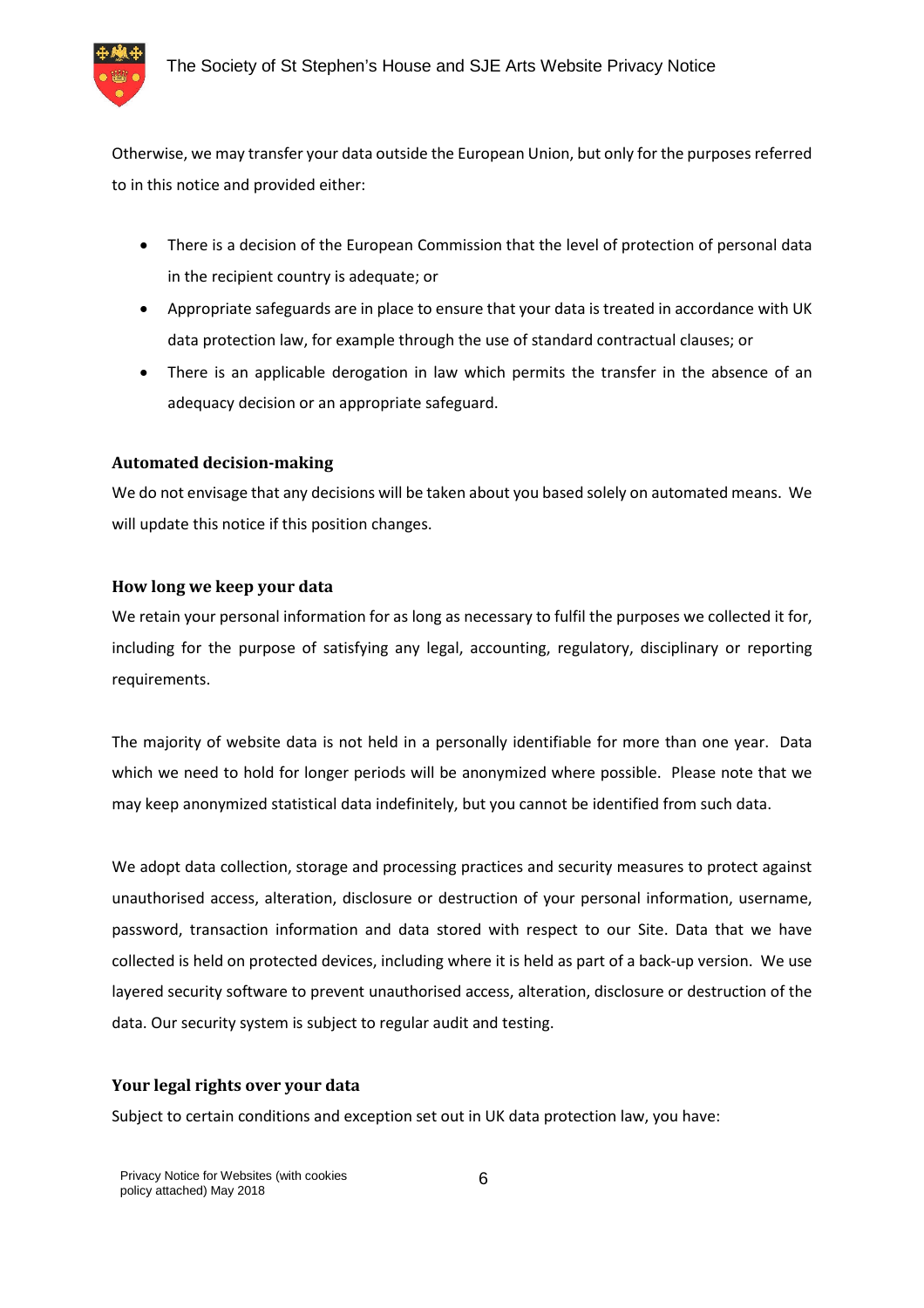Otherwise, we may transfer your data outside the European Union, but only for the purposes referred to in this notice and provided either:

- There is a decision of the European Commission that the level of protection of personal data in the recipient country is adequate; or
- Appropriate safeguards are in place to ensure that your data is treated in accordance with UK data protection law, for example through the use of standard contractual clauses; or
- There is an applicable derogation in law which permits the transfer in the absence of an adequacy decision or an appropriate safeguard.

## Automated decision-making

We do not envisage that any decisions will be taken about you based solely on automated means. We will update this notice if this position changes.

## How long we keep your data

We retain your personal information for as long as necessary to fulfil the purposes we collected it for, including for the purpose of satisfying any legal, accounting, regulatory, disciplinary or reporting requirements.

The majority of website data is not held in a personally identifiable for more than one year. Data which we need to hold for longer periods will be anonymized where possible. Please note that we may keep anonymized statistical data indefinitely, but you cannot be identified from such data.

We adopt data collection, storage and processing practices and security measures to protect against unauthorised access, alteration, disclosure or destruction of your personal information, username, password, transaction information and data stored with respect to our Site. Data that we have collected is held on protected devices, including where it is held as part of a back-up version. We use layered security software to prevent unauthorised access, alteration, disclosure or destruction of the data. Our security system is subject to regular audit and testing.

## Your legal rights over your data

Subject to certain conditions and exception set out in UK data protection law, you have: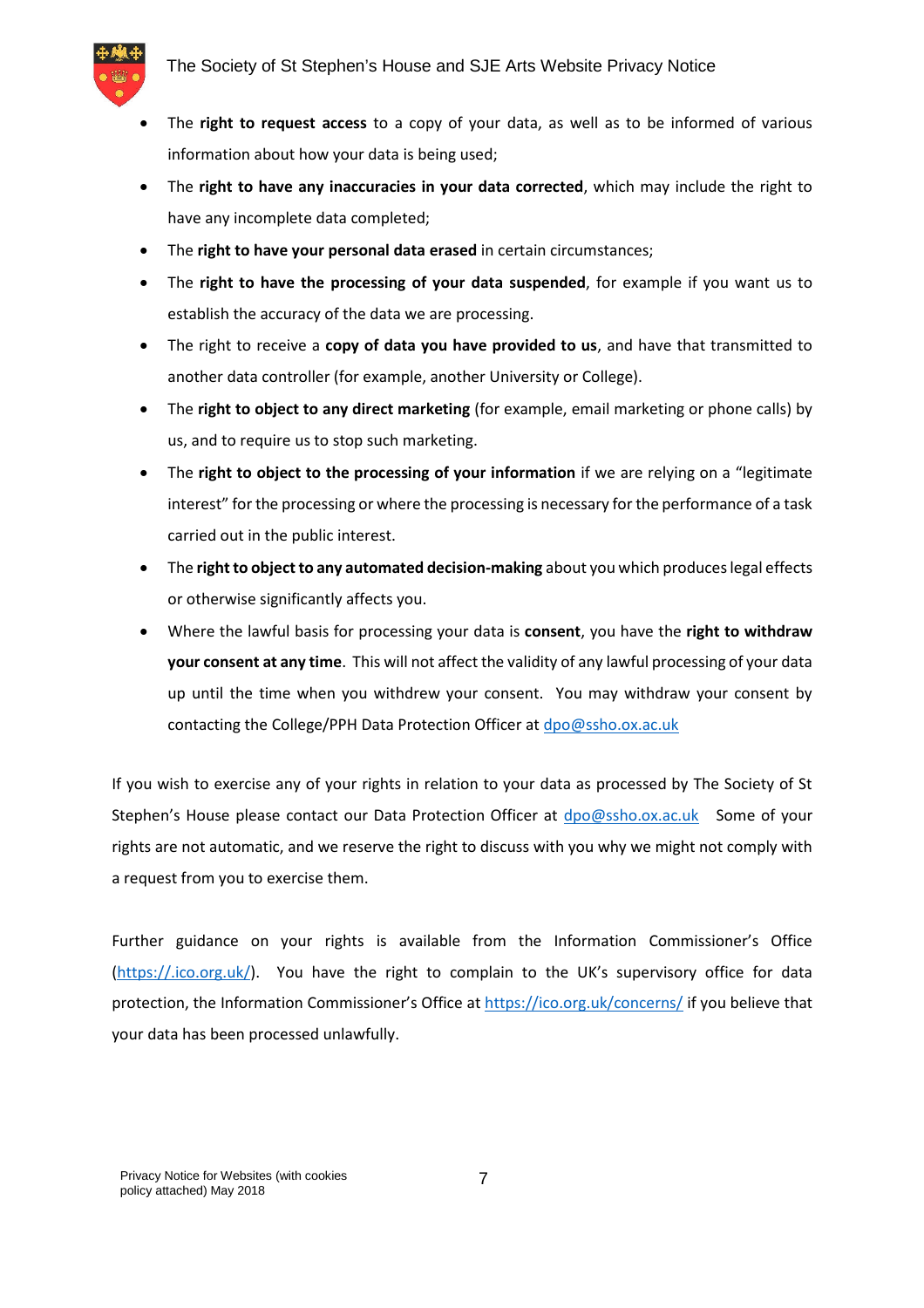- The **right to request access** to a copy of your data, as well as to be informed of various information about how your data is being used;
- The **right to have any inaccuracies in your data corrected**, which may include the right to have any incomplete data completed;
- The **right to have your personal data erased** in certain circumstances;
- The **right to have the processing of your data suspended**, for example if you want us to establish the accuracy of the data we are processing.
- The right to receive a **copy of data you have provided to us**, and have that transmitted to another data controller (for example, another University or College).
- The **right to object to any direct marketing** (for example, email marketing or phone calls) by us, and to require us to stop such marketing.
- The **right to object to the processing of your information** if we are relying on a "legitimate interest" for the processing or where the processing is necessary for the performance of a task carried out in the public interest.
- The **right to object to any automated decision-making** about you which produces legal effects or otherwise significantly affects you.
- Where the lawful basis for processing your data is **consent**, you have the **right to withdraw your consent at any time**. This will not affect the validity of any lawful processing of your data up until the time when you withdrew your consent. You may withdraw your consent by contacting the College/PPH Data Protection Officer at dpo@ssho.ox.ac.uk

If you wish to exercise any of your rights in relation to your data as processed by The Society of St Stephen's House please contact our Data Protection Officer at dpo@ssho.ox.ac.uk Some of your rights are not automatic, and we reserve the right to discuss with you why we might not comply with a request from you to exercise them.

Further guidance on your rights is available from the Information Commissioner's Office (https://.ico.org.uk/). You have the right to complain to the UK's supervisory office for data protection, the Information Commissioner's Office at https://ico.org.uk/concerns/ if you believe that your data has been processed unlawfully.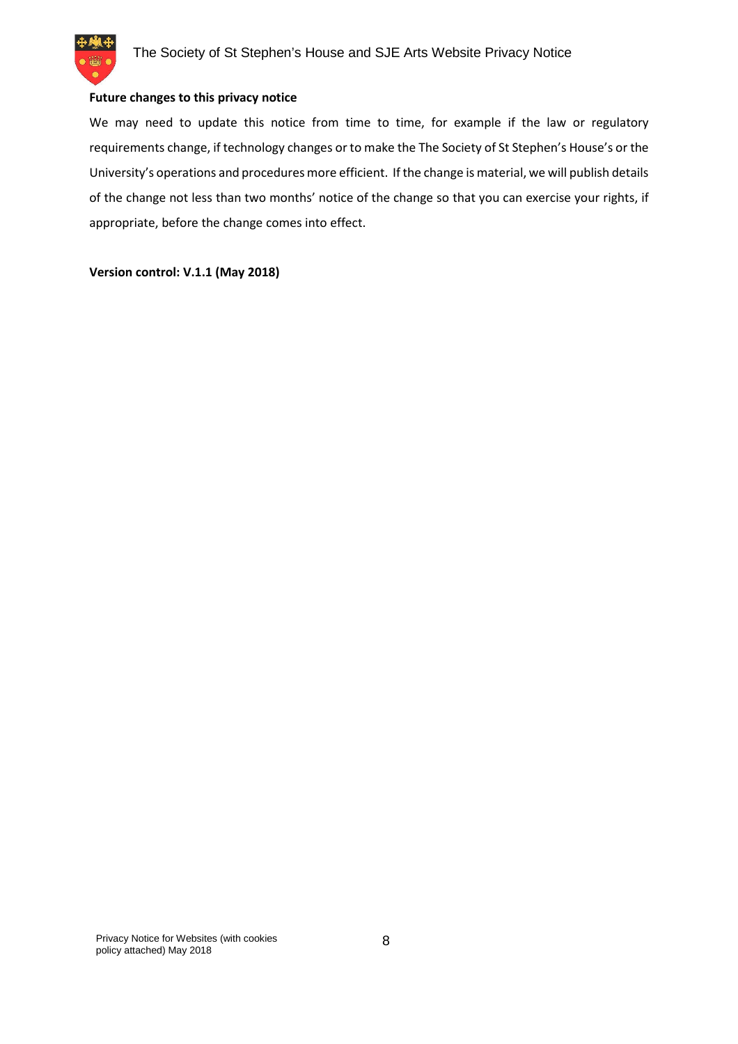**Future changes to this privacy notice**

We may need to update this notice from time to time, for example if the law or regulatory requirements change, if technology changes or to make the The Society of St Stephen's House's or the University's operations and procedures more efficient. If the change is material, we will publish details of the change not less than two months' notice of the change so that you can exercise your rights, if appropriate, before the change comes into effect.

**Version control: V.1.1 (May 2018)**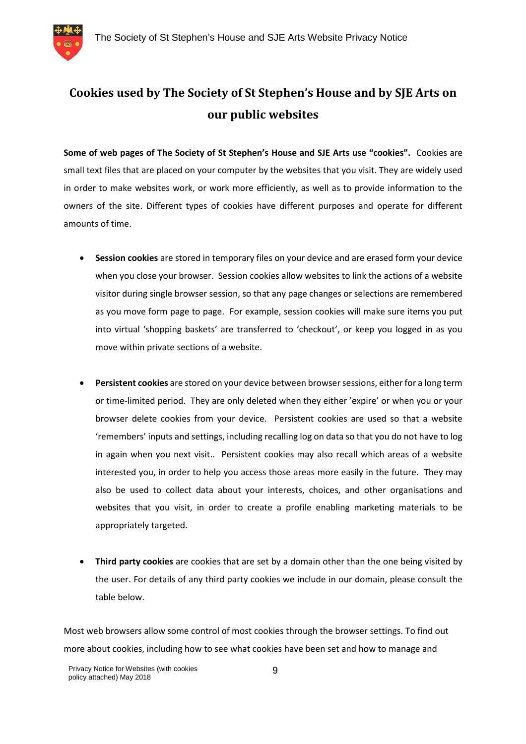## Cookies used by The Society of St Stephen's House and by SJE Arts on our public websites

**Some of web pages of The Society of St Stephen's House and SJE Arts use "cookies".** Cookies are small text files that are placed on your computer by the websites that you visit. They are widely used in order to make websites work, or work more efficiently, as well as to provide information to the owners of the site. Different types of cookies have different purposes and operate for different amounts of time.

- **Session cookies** are stored in temporary files on your device and are erased form your device when you close your browser. Session cookies allow websites to link the actions of a website visitor during single browser session, so that any page changes or selections are remembered as you move form page to page. For example, session cookies will make sure items you put into virtual 'shopping baskets' are transferred to 'checkout', or keep you logged in as you move within private sections of a website.

- **Persistent cookies** are stored on your device between browser sessions, either for a long term or time-limited period. They are only deleted when they either 'expire' or when you or your browser delete cookies from your device. Persistent cookies are used so that a website 'remembers' inputs and settings, including recalling log on data so that you do not have to log in again when you next visit.. Persistent cookies may also recall which areas of a website interested you, in order to help you access those areas more easily in the future. They may also be used to collect data about your interests, choices, and other organisations and websites that you visit, in order to create a profile enabling marketing materials to be appropriately targeted.

- **Third party cookies** are cookies that are set by a domain other than the one being visited by the user. For details of any third party cookies we include in our domain, please consult the table below.

Most web browsers allow some control of most cookies through the browser settings. To find out more about cookies, including how to see what cookies have been set and how to manage and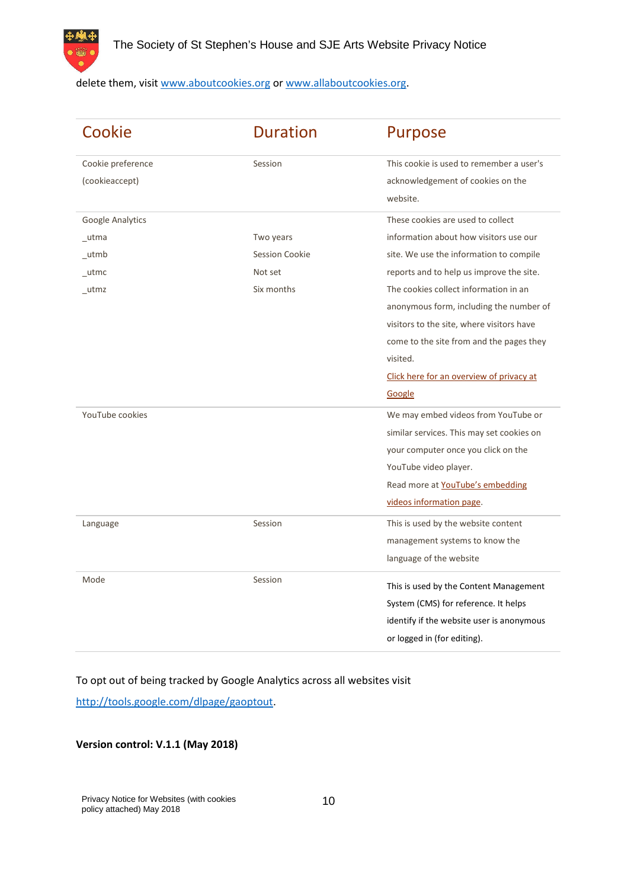delete them, visit www.aboutcookies.org or www.allaboutcookies.org.

| Cookie | Duration | Purpose |
|---|---|---|
| Cookie preference (cookieaccept) | Session | This cookie is used to remember a user's acknowledgement of cookies on the website. |
| Google Analytics<br>_utma<br>_utmb<br>_utmc<br>_utmz | <br>Two years<br>Session Cookie<br>Not set<br>Six months | These cookies are used to collect information about how visitors use our site. We use the information to compile reports and to help us improve the site. The cookies collect information in an anonymous form, including the number of visitors to the site, where visitors have come to the site from and the pages they visited.<br>Click here for an overview of privacy at Google |
| YouTube cookies | | We may embed videos from YouTube or similar services. This may set cookies on your computer once you click on the YouTube video player.<br>Read more at YouTube's embedding videos information page. |
| Language | Session | This is used by the website content management systems to know the language of the website |
| Mode | Session | This is used by the Content Management System (CMS) for reference. It helps identify if the website user is anonymous or logged in (for editing). |

To opt out of being tracked by Google Analytics across all websites visit http://tools.google.com/dlpage/gaoptout.

**Version control: V.1.1 (May 2018)**